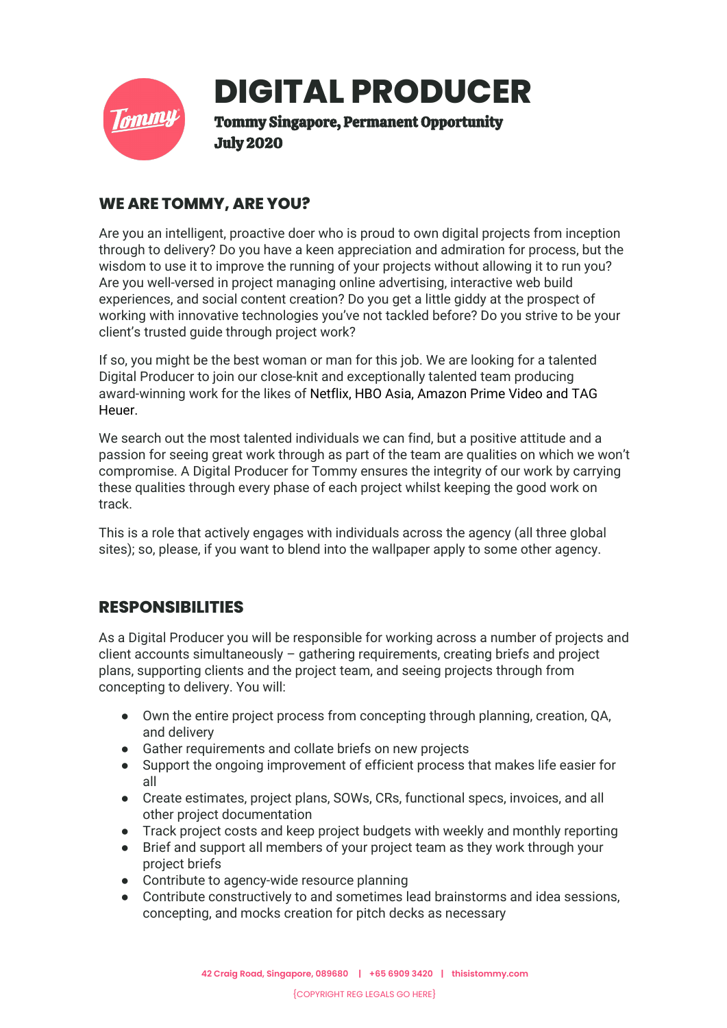# DIGITAL PRODUCER

**Tommy Singapore, Permanent Opportunity**
**July 2020**

## WE ARE TOMMY, ARE YOU?

Are you an intelligent, proactive doer who is proud to own digital projects from inception through to delivery? Do you have a keen appreciation and admiration for process, but the wisdom to use it to improve the running of your projects without allowing it to run you? Are you well-versed in project managing online advertising, interactive web build experiences, and social content creation? Do you get a little giddy at the prospect of working with innovative technologies you've not tackled before? Do you strive to be your client's trusted guide through project work?

If so, you might be the best woman or man for this job. We are looking for a talented Digital Producer to join our close-knit and exceptionally talented team producing award-winning work for the likes of Netflix, HBO Asia, Amazon Prime Video and TAG Heuer.

We search out the most talented individuals we can find, but a positive attitude and a passion for seeing great work through as part of the team are qualities on which we won't compromise. A Digital Producer for Tommy ensures the integrity of our work by carrying these qualities through every phase of each project whilst keeping the good work on track.

This is a role that actively engages with individuals across the agency (all three global sites); so, please, if you want to blend into the wallpaper apply to some other agency.

## RESPONSIBILITIES

As a Digital Producer you will be responsible for working across a number of projects and client accounts simultaneously – gathering requirements, creating briefs and project plans, supporting clients and the project team, and seeing projects through from concepting to delivery. You will:

- Own the entire project process from concepting through planning, creation, QA, and delivery
- Gather requirements and collate briefs on new projects
- Support the ongoing improvement of efficient process that makes life easier for all
- Create estimates, project plans, SOWs, CRs, functional specs, invoices, and all other project documentation
- Track project costs and keep project budgets with weekly and monthly reporting
- Brief and support all members of your project team as they work through your project briefs
- Contribute to agency-wide resource planning
- Contribute constructively to and sometimes lead brainstorms and idea sessions, concepting, and mocks creation for pitch decks as necessary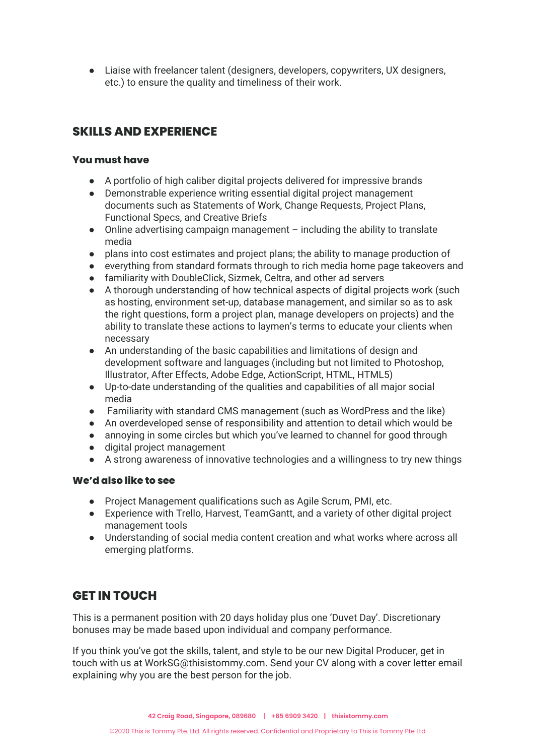- Liaise with freelancer talent (designers, developers, copywriters, UX designers, etc.) to ensure the quality and timeliness of their work.

## SKILLS AND EXPERIENCE

### You must have

- A portfolio of high caliber digital projects delivered for impressive brands
- Demonstrable experience writing essential digital project management documents such as Statements of Work, Change Requests, Project Plans, Functional Specs, and Creative Briefs
- Online advertising campaign management – including the ability to translate media
- plans into cost estimates and project plans; the ability to manage production of
- everything from standard formats through to rich media home page takeovers and
- familiarity with DoubleClick, Sizmek, Celtra, and other ad servers
- A thorough understanding of how technical aspects of digital projects work (such as hosting, environment set-up, database management, and similar so as to ask the right questions, form a project plan, manage developers on projects) and the ability to translate these actions to laymen's terms to educate your clients when necessary
- An understanding of the basic capabilities and limitations of design and development software and languages (including but not limited to Photoshop, Illustrator, After Effects, Adobe Edge, ActionScript, HTML, HTML5)
- Up-to-date understanding of the qualities and capabilities of all major social media
- Familiarity with standard CMS management (such as WordPress and the like)
- An overdeveloped sense of responsibility and attention to detail which would be
- annoying in some circles but which you've learned to channel for good through
- digital project management
- A strong awareness of innovative technologies and a willingness to try new things

### We'd also like to see

- Project Management qualifications such as Agile Scrum, PMI, etc.
- Experience with Trello, Harvest, TeamGantt, and a variety of other digital project management tools
- Understanding of social media content creation and what works where across all emerging platforms.

## GET IN TOUCH

This is a permanent position with 20 days holiday plus one 'Duvet Day'. Discretionary bonuses may be made based upon individual and company performance.

If you think you've got the skills, talent, and style to be our new Digital Producer, get in touch with us at WorkSG@thisistommy.com. Send your CV along with a cover letter email explaining why you are the best person for the job.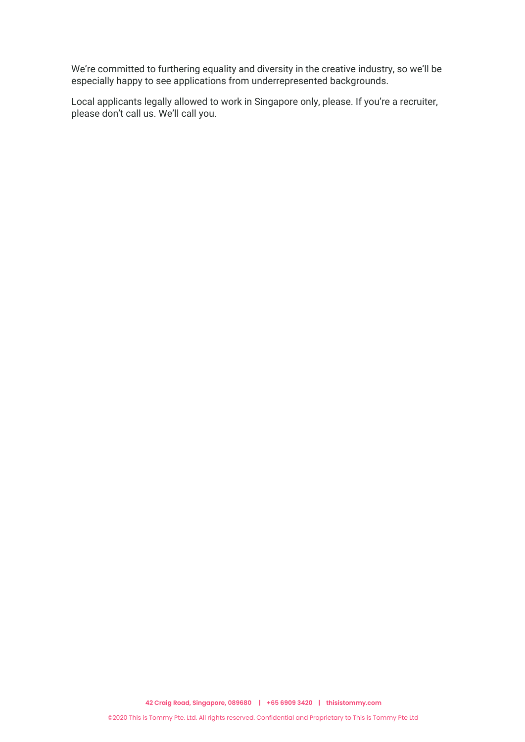We're committed to furthering equality and diversity in the creative industry, so we'll be especially happy to see applications from underrepresented backgrounds.

Local applicants legally allowed to work in Singapore only, please. If you're a recruiter, please don't call us. We'll call you.